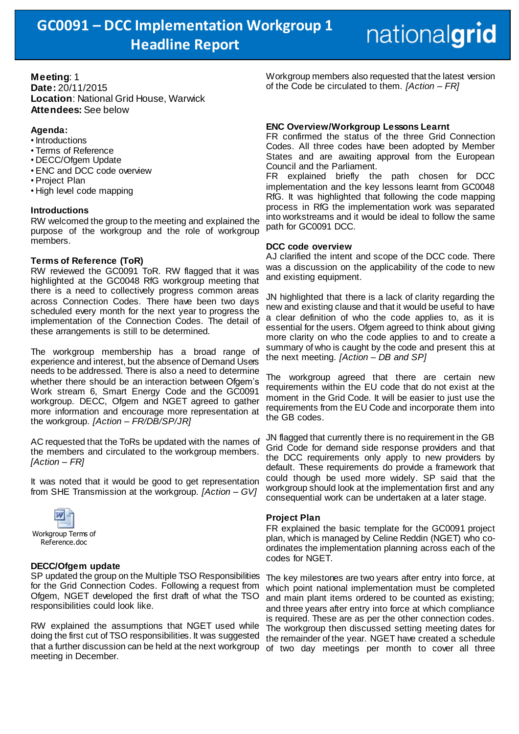# GC0091 – DCC Implementation Workgroup 1 Headline Report

nationalgrid

**Meeting**: 1
**Date:** 20/11/2015
**Location**: National Grid House, Warwick
**Attendees:** See below

**Agenda:**

- Introductions
- Terms of Reference
- DECC/Ofgem Update
- ENC and DCC code overview
- Project Plan
- High level code mapping

**Introductions**

RW welcomed the group to the meeting and explained the purpose of the workgroup and the role of workgroup members.

**Terms of Reference (ToR)**

RW reviewed the GC0091 ToR. RW flagged that it was highlighted at the GC0048 RfG workgroup meeting that there is a need to collectively progress common areas across Connection Codes. There have been two days scheduled every month for the next year to progress the implementation of the Connection Codes. The detail of these arrangements is still to be determined.

The workgroup membership has a broad range of experience and interest, but the absence of Demand Users needs to be addressed. There is also a need to determine whether there should be an interaction between Ofgem's Work stream 6, Smart Energy Code and the GC0091 workgroup. DECC, Ofgem and NGET agreed to gather more information and encourage more representation at the workgroup. *[Action – FR/DB/SP/JR]*

AC requested that the ToRs be updated with the names of the members and circulated to the workgroup members. *[Action – FR]*

It was noted that it would be good to get representation from SHE Transmission at the workgroup. *[Action – GV]*

Workgroup Terms of Reference.doc

**DECC/Ofgem update**

SP updated the group on the Multiple TSO Responsibilities for the Grid Connection Codes. Following a request from Ofgem, NGET developed the first draft of what the TSO responsibilities could look like.

RW explained the assumptions that NGET used while doing the first cut of TSO responsibilities. It was suggested that a further discussion can be held at the next workgroup meeting in December.

Workgroup members also requested that the latest version of the Code be circulated to them. *[Action – FR]*

**ENC Overview/Workgroup Lessons Learnt**

FR confirmed the status of the three Grid Connection Codes. All three codes have been adopted by Member States and are awaiting approval from the European Council and the Parliament.

FR explained briefly the path chosen for DCC implementation and the key lessons learnt from GC0048 RfG. It was highlighted that following the code mapping process in RfG the implementation work was separated into workstreams and it would be ideal to follow the same path for GC0091 DCC.

**DCC code overview**

AJ clarified the intent and scope of the DCC code. There was a discussion on the applicability of the code to new and existing equipment.

JN highlighted that there is a lack of clarity regarding the new and existing clause and that it would be useful to have a clear definition of who the code applies to, as it is essential for the users. Ofgem agreed to think about giving more clarity on who the code applies to and to create a summary of who is caught by the code and present this at the next meeting. *[Action – DB and SP]*

The workgroup agreed that there are certain new requirements within the EU code that do not exist at the moment in the Grid Code. It will be easier to just use the requirements from the EU Code and incorporate them into the GB codes.

JN flagged that currently there is no requirement in the GB Grid Code for demand side response providers and that the DCC requirements only apply to new providers by default. These requirements do provide a framework that could though be used more widely. SP said that the workgroup should look at the implementation first and any consequential work can be undertaken at a later stage.

**Project Plan**

FR explained the basic template for the GC0091 project plan, which is managed by Celine Reddin (NGET) who co-ordinates the implementation planning across each of the codes for NGET.

The key milestones are two years after entry into force, at which point national implementation must be completed and main plant items ordered to be counted as existing; and three years after entry into force at which compliance is required. These are as per the other connection codes. The workgroup then discussed setting meeting dates for the remainder of the year. NGET have created a schedule of two day meetings per month to cover all three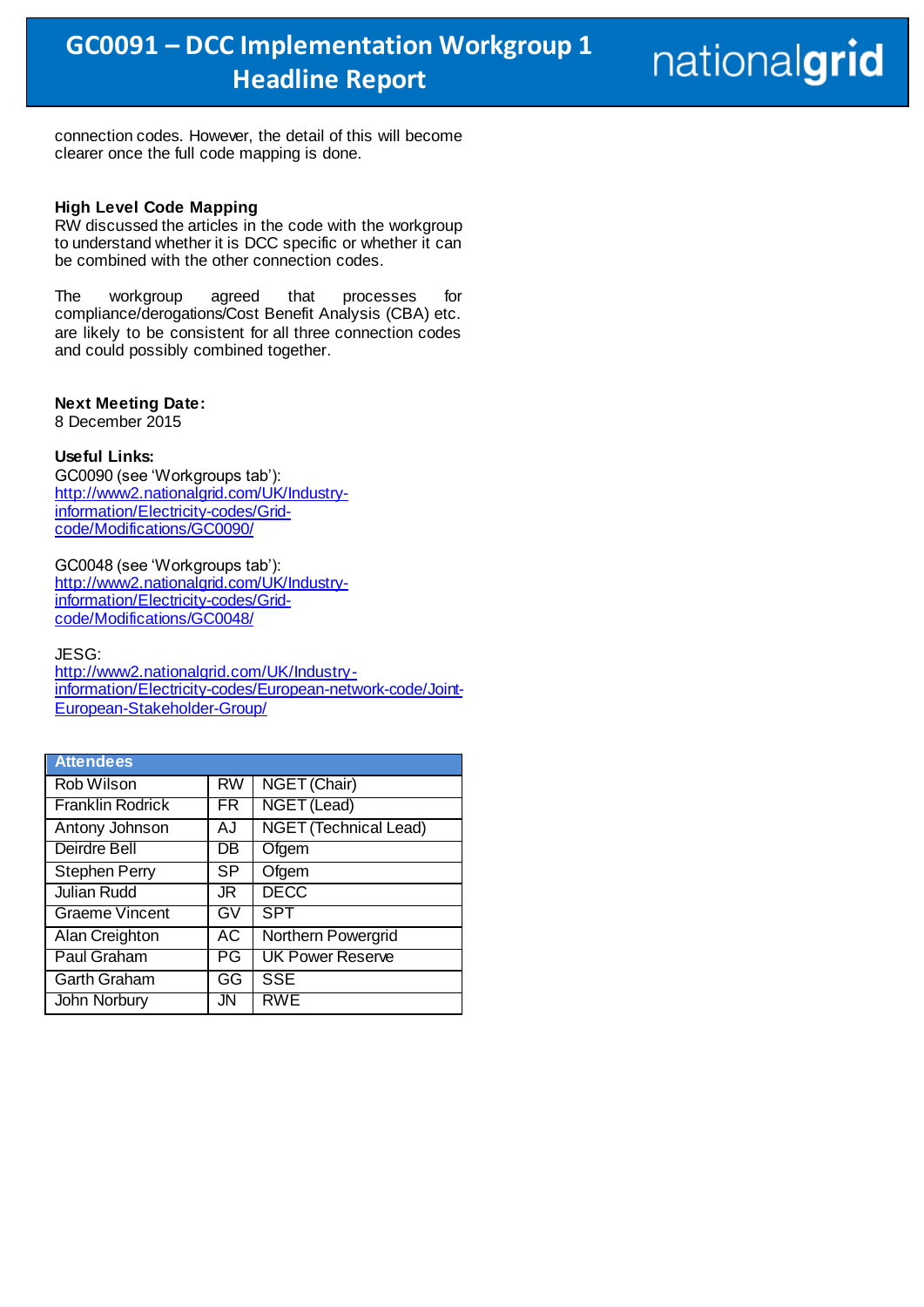connection codes. However, the detail of this will become clearer once the full code mapping is done.

**High Level Code Mapping**

RW discussed the articles in the code with the workgroup to understand whether it is DCC specific or whether it can be combined with the other connection codes.

The workgroup agreed that processes for compliance/derogations/Cost Benefit Analysis (CBA) etc. are likely to be consistent for all three connection codes and could possibly combined together.

**Next Meeting Date:**

8 December 2015

**Useful Links:**

GC0090 (see 'Workgroups tab'):
http://www2.nationalgrid.com/UK/Industry-information/Electricity-codes/Grid-code/Modifications/GC0090/

GC0048 (see 'Workgroups tab'):
http://www2.nationalgrid.com/UK/Industry-information/Electricity-codes/Grid-code/Modifications/GC0048/

JESG:
http://www2.nationalgrid.com/UK/Industry-information/Electricity-codes/European-network-code/Joint-European-Stakeholder-Group/

| Attendees | | |
|---|---|---|
| Rob Wilson | RW | NGET (Chair) |
| Franklin Rodrick | FR | NGET (Lead) |
| Antony Johnson | AJ | NGET (Technical Lead) |
| Deirdre Bell | DB | Ofgem |
| Stephen Perry | SP | Ofgem |
| Julian Rudd | JR | DECC |
| Graeme Vincent | GV | SPT |
| Alan Creighton | AC | Northern Powergrid |
| Paul Graham | PG | UK Power Reserve |
| Garth Graham | GG | SSE |
| John Norbury | JN | RWE |